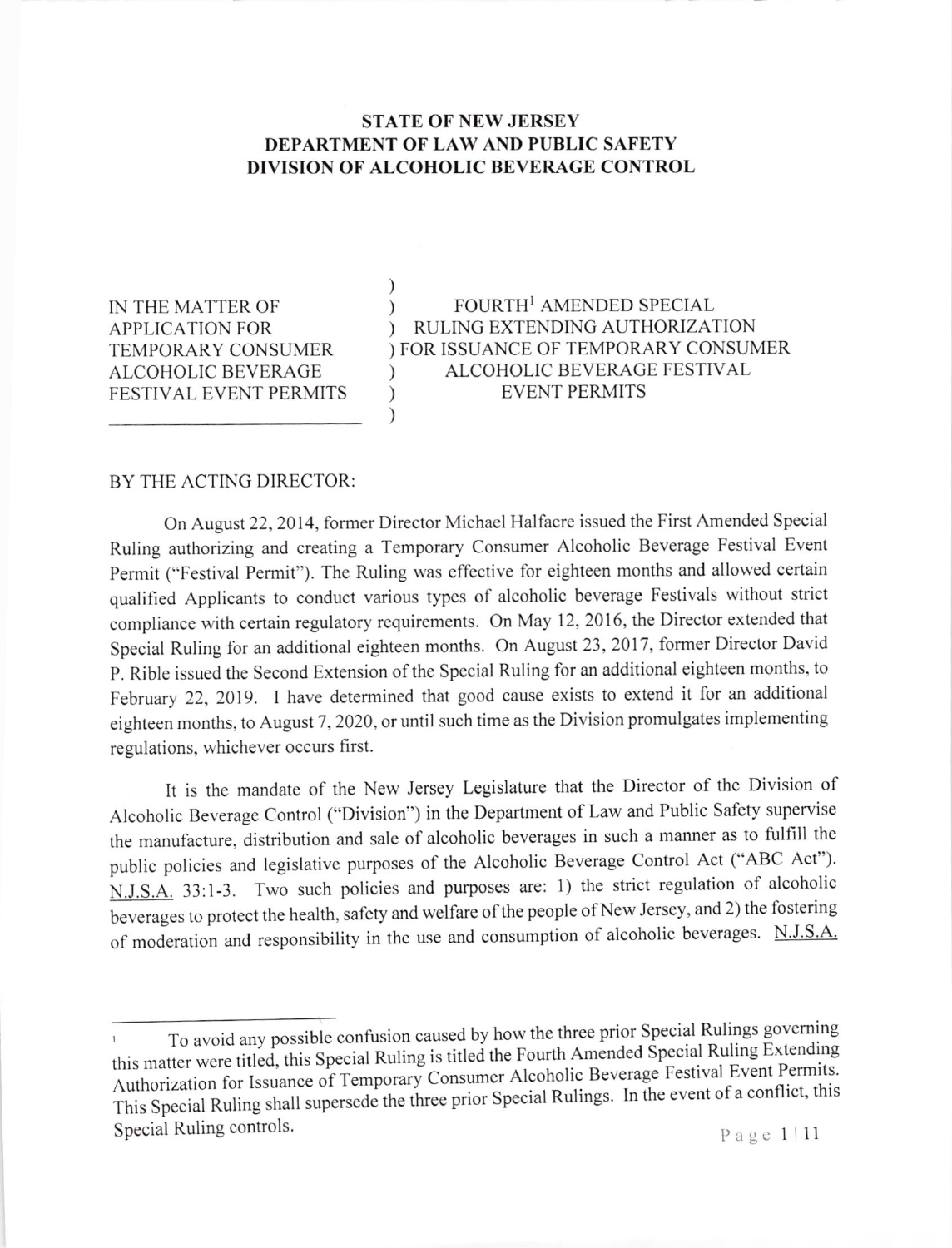**STATE OF NEW JERSEY**
**DEPARTMENT OF LAW AND PUBLIC SAFETY**
**DIVISION OF ALCOHOLIC BEVERAGE CONTROL**

| IN THE MATTER OF APPLICATION FOR TEMPORARY CONSUMER ALCOHOLIC BEVERAGE FESTIVAL EVENT PERMITS | FOURTH[1] AMENDED SPECIAL RULING EXTENDING AUTHORIZATION FOR ISSUANCE OF TEMPORARY CONSUMER ALCOHOLIC BEVERAGE FESTIVAL EVENT PERMITS |
|---|---|

BY THE ACTING DIRECTOR:

On August 22, 2014, former Director Michael Halfacre issued the First Amended Special Ruling authorizing and creating a Temporary Consumer Alcoholic Beverage Festival Event Permit ("Festival Permit"). The Ruling was effective for eighteen months and allowed certain qualified Applicants to conduct various types of alcoholic beverage Festivals without strict compliance with certain regulatory requirements. On May 12, 2016, the Director extended that Special Ruling for an additional eighteen months. On August 23, 2017, former Director David P. Rible issued the Second Extension of the Special Ruling for an additional eighteen months, to February 22, 2019. I have determined that good cause exists to extend it for an additional eighteen months, to August 7, 2020, or until such time as the Division promulgates implementing regulations, whichever occurs first.

It is the mandate of the New Jersey Legislature that the Director of the Division of Alcoholic Beverage Control ("Division") in the Department of Law and Public Safety supervise the manufacture, distribution and sale of alcoholic beverages in such a manner as to fulfill the public policies and legislative purposes of the Alcoholic Beverage Control Act ("ABC Act"). N.J.S.A. 33:1-3. Two such policies and purposes are: 1) the strict regulation of alcoholic beverages to protect the health, safety and welfare of the people of New Jersey, and 2) the fostering of moderation and responsibility in the use and consumption of alcoholic beverages. N.J.S.A.

---

[1] To avoid any possible confusion caused by how the three prior Special Rulings governing this matter were titled, this Special Ruling is titled the Fourth Amended Special Ruling Extending Authorization for Issuance of Temporary Consumer Alcoholic Beverage Festival Event Permits. This Special Ruling shall supersede the three prior Special Rulings. In the event of a conflict, this Special Ruling controls.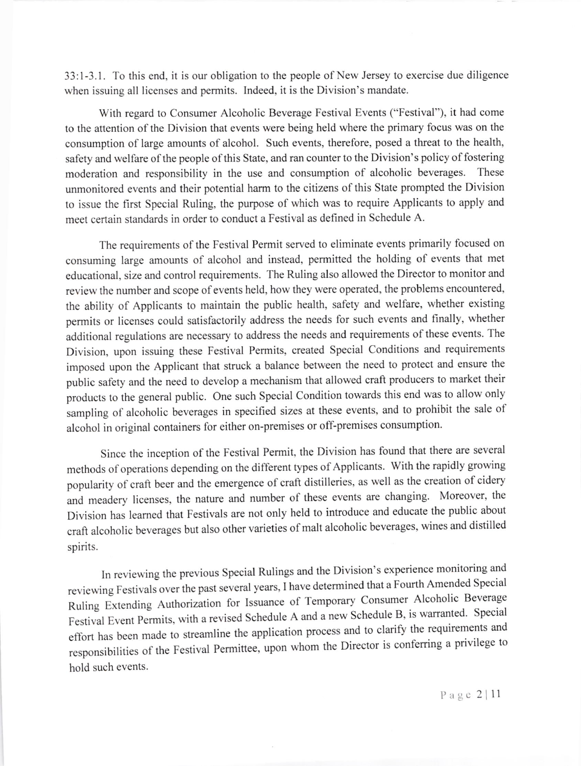33:1-3.1. To this end, it is our obligation to the people of New Jersey to exercise due diligence when issuing all licenses and permits. Indeed, it is the Division's mandate.

With regard to Consumer Alcoholic Beverage Festival Events ("Festival"), it had come to the attention of the Division that events were being held where the primary focus was on the consumption of large amounts of alcohol. Such events, therefore, posed a threat to the health, safety and welfare of the people of this State, and ran counter to the Division's policy of fostering moderation and responsibility in the use and consumption of alcoholic beverages. These unmonitored events and their potential harm to the citizens of this State prompted the Division to issue the first Special Ruling, the purpose of which was to require Applicants to apply and meet certain standards in order to conduct a Festival as defined in Schedule A.

The requirements of the Festival Permit served to eliminate events primarily focused on consuming large amounts of alcohol and instead, permitted the holding of events that met educational, size and control requirements. The Ruling also allowed the Director to monitor and review the number and scope of events held, how they were operated, the problems encountered, the ability of Applicants to maintain the public health, safety and welfare, whether existing permits or licenses could satisfactorily address the needs for such events and finally, whether additional regulations are necessary to address the needs and requirements of these events. The Division, upon issuing these Festival Permits, created Special Conditions and requirements imposed upon the Applicant that struck a balance between the need to protect and ensure the public safety and the need to develop a mechanism that allowed craft producers to market their products to the general public. One such Special Condition towards this end was to allow only sampling of alcoholic beverages in specified sizes at these events, and to prohibit the sale of alcohol in original containers for either on-premises or off-premises consumption.

Since the inception of the Festival Permit, the Division has found that there are several methods of operations depending on the different types of Applicants. With the rapidly growing popularity of craft beer and the emergence of craft distilleries, as well as the creation of cidery and meadery licenses, the nature and number of these events are changing. Moreover, the Division has learned that Festivals are not only held to introduce and educate the public about craft alcoholic beverages but also other varieties of malt alcoholic beverages, wines and distilled spirits.

In reviewing the previous Special Rulings and the Division's experience monitoring and reviewing Festivals over the past several years, I have determined that a Fourth Amended Special Ruling Extending Authorization for Issuance of Temporary Consumer Alcoholic Beverage Festival Event Permits, with a revised Schedule A and a new Schedule B, is warranted. Special effort has been made to streamline the application process and to clarify the requirements and responsibilities of the Festival Permittee, upon whom the Director is conferring a privilege to hold such events.